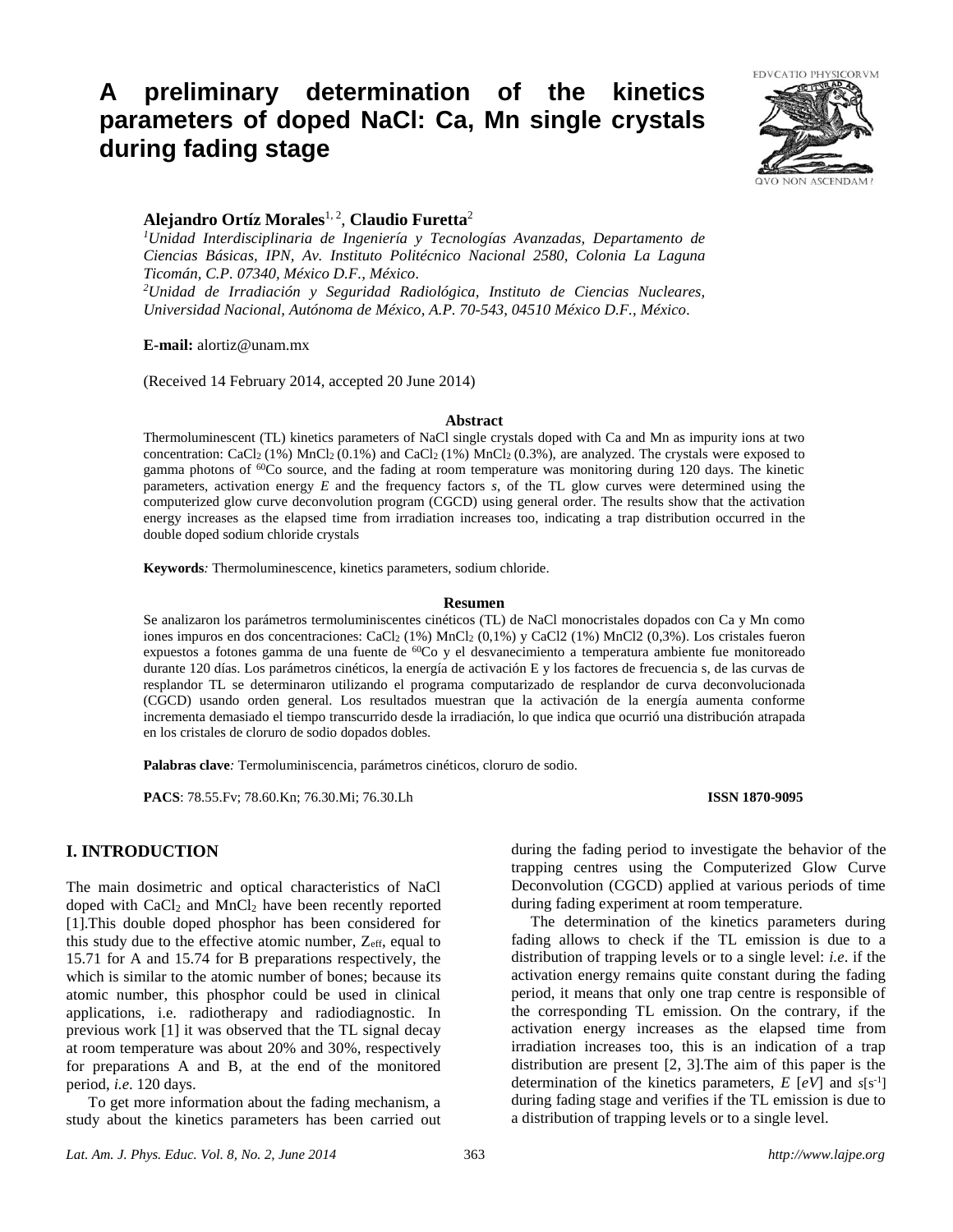# A preliminary determination of the kinetics parameters of doped NaCl: Ca, Mn single crystals during fading stage

**Alejandro Ortíz Morales**[1, 2], **Claudio Furetta**[2]

[1]*Unidad Interdisciplinaria de Ingeniería y Tecnologías Avanzadas, Departamento de Ciencias Básicas, IPN, Av. Instituto Politécnico Nacional 2580, Colonia La Laguna Ticomán, C.P. 07340, México D.F., México.*

[2]*Unidad de Irradiación y Seguridad Radiológica, Instituto de Ciencias Nucleares, Universidad Nacional, Autónoma de México, A.P. 70-543, 04510 México D.F., México.*

**E-mail:** alortiz@unam.mx

(Received 14 February 2014, accepted 20 June 2014)

## Abstract

Thermoluminescent (TL) kinetics parameters of NaCl single crystals doped with Ca and Mn as impurity ions at two concentration: $CaCl_2$ (1%) $MnCl_2$ (0.1%) and $CaCl_2$ (1%) $MnCl_2$ (0.3%), are analyzed. The crystals were exposed to gamma photons of $^{60}Co$ source, and the fading at room temperature was monitoring during 120 days. The kinetic parameters, activation energy *E* and the frequency factors *s*, of the TL glow curves were determined using the computerized glow curve deconvolution program (CGCD) using general order. The results show that the activation energy increases as the elapsed time from irradiation increases too, indicating a trap distribution occurred in the double doped sodium chloride crystals

**Keywords***:* Thermoluminescence, kinetics parameters, sodium chloride.

## Resumen

Se analizaron los parámetros termoluminiscentes cinéticos (TL) de NaCl monocristales dopados con Ca y Mn como iones impuros en dos concentraciones: $CaCl_2$ (1%) $MnCl_2$ (0,1%) y CaCl2 (1%) MnCl2 (0,3%). Los cristales fueron expuestos a fotones gamma de una fuente de $^{60}Co$ y el desvanecimiento a temperatura ambiente fue monitoreado durante 120 días. Los parámetros cinéticos, la energía de activación E y los factores de frecuencia s, de las curvas de resplandor TL se determinaron utilizando el programa computarizado de resplandor de curva deconvolucionada (CGCD) usando orden general. Los resultados muestran que la activación de la energía aumenta conforme incrementa demasiado el tiempo transcurrido desde la irradiación, lo que indica que ocurrió una distribución atrapada en los cristales de cloruro de sodio dopados dobles.

**Palabras clave***:* Termoluminiscencia, parámetros cinéticos, cloruro de sodio.

**PACS**: 78.55.Fv; 78.60.Kn; 76.30.Mi; 76.30.Lh **ISSN 1870-9095**

## I. INTRODUCTION

The main dosimetric and optical characteristics of NaCl doped with $CaCl_2$ and $MnCl_2$ have been recently reported [1].This double doped phosphor has been considered for this study due to the effective atomic number, $Z_{eff}$, equal to 15.71 for A and 15.74 for B preparations respectively, the which is similar to the atomic number of bones; because its atomic number, this phosphor could be used in clinical applications, i.e. radiotherapy and radiodiagnostic. In previous work [1] it was observed that the TL signal decay at room temperature was about 20% and 30%, respectively for preparations A and B, at the end of the monitored period, *i.e.* 120 days.

To get more information about the fading mechanism, a study about the kinetics parameters has been carried out during the fading period to investigate the behavior of the trapping centres using the Computerized Glow Curve Deconvolution (CGCD) applied at various periods of time during fading experiment at room temperature.

The determination of the kinetics parameters during fading allows to check if the TL emission is due to a distribution of trapping levels or to a single level: *i.e*. if the activation energy remains quite constant during the fading period, it means that only one trap centre is responsible of the corresponding TL emission. On the contrary, if the activation energy increases as the elapsed time from irradiation increases too, this is an indication of a trap distribution are present [2, 3].The aim of this paper is the determination of the kinetics parameters, *E* [*eV*] and $s[s^{-1}]$ during fading stage and verifies if the TL emission is due to a distribution of trapping levels or to a single level.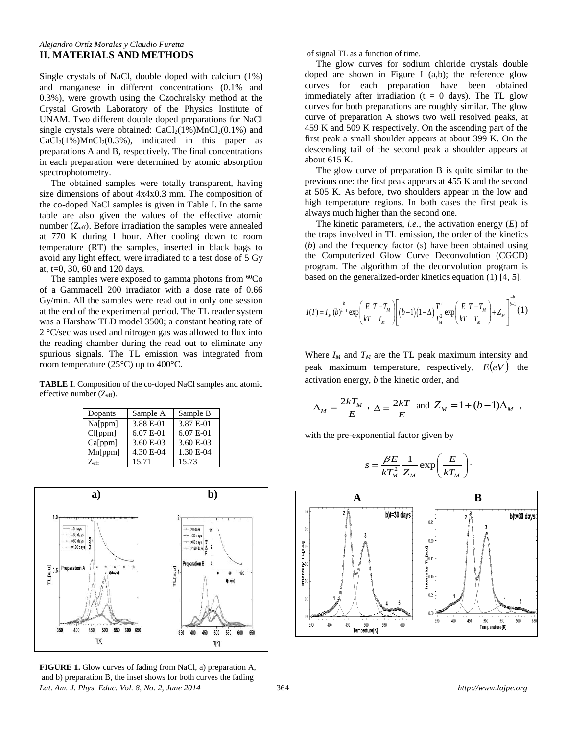## II. MATERIALS AND METHODS

Single crystals of NaCl, double doped with calcium (1%) and manganese in different concentrations (0.1% and 0.3%), were growth using the Czochralsky method at the Crystal Growth Laboratory of the Physics Institute of UNAM. Two different double doped preparations for NaCl single crystals were obtained: $CaCl_2$(1%)$MnCl_2$(0.1%) and $CaCl_2$(1%)$MnCl_2$(0.3%), indicated in this paper as preparations A and B, respectively. The final concentrations in each preparation were determined by atomic absorption spectrophotometry.

The obtained samples were totally transparent, having size dimensions of about 4x4x0.3 mm. The composition of the co-doped NaCl samples is given in Table I. In the same table are also given the values of the effective atomic number ($Z_{eff}$). Before irradiation the samples were annealed at 770 K during 1 hour. After cooling down to room temperature (RT) the samples, inserted in black bags to avoid any light effect, were irradiated to a test dose of 5 Gy at, t=0, 30, 60 and 120 days.

The samples were exposed to gamma photons from $^{60}$Co of a Gammacell 200 irradiator with a dose rate of 0.66 Gy/min. All the samples were read out in only one session at the end of the experimental period. The TL reader system was a Harshaw TLD model 3500; a constant heating rate of 2 °C/sec was used and nitrogen gas was allowed to flux into the reading chamber during the read out to eliminate any spurious signals. The TL emission was integrated from room temperature (25°C) up to 400°C.

**TABLE I**. Composition of the co-doped NaCl samples and atomic effective number ($Z_{eff}$).

| Dopants | Sample A | Sample B |
|---|---|---|
| Na[ppm] | 3.88 E-01 | 3.87 E-01 |
| Cl[ppm] | 6.07 E-01 | 6.07 E-01 |
| Ca[ppm] | 3.60 E-03 | 3.60 E-03 |
| Mn[ppm] | 4.30 E-04 | 1.30 E-04 |
| $Z_{eff}$ | 15.71 | 15.73 |

**FIGURE 1.** Glow curves of fading from NaCl, a) preparation A, and b) preparation B, the inset shows for both curves the fading of signal TL as a function of time.

The glow curves for sodium chloride crystals double doped are shown in Figure I (a,b); the reference glow curves for each preparation have been obtained immediately after irradiation (t = 0 days). The TL glow curves for both preparations are roughly similar. The glow curve of preparation A shows two well resolved peaks, at 459 K and 509 K respectively. On the ascending part of the first peak a small shoulder appears at about 399 K. On the descending tail of the second peak a shoulder appears at about 615 K.

The glow curve of preparation B is quite similar to the previous one: the first peak appears at 455 K and the second at 505 K. As before, two shoulders appear in the low and high temperature regions. In both cases the first peak is always much higher than the second one.

The kinetic parameters, *i.e*., the activation energy ($E$) of the traps involved in TL emission, the order of the kinetics ($b$) and the frequency factor (s) have been obtained using the Computerized Glow Curve Deconvolution (CGCD) program. The algorithm of the deconvolution program is based on the generalized-order kinetics equation (1) [4, 5].

$$I(T) = I_M (b)^{\frac{b}{b-1}} \exp\left(\frac{E}{kT}\frac{T-T_M}{T_M}\right)\left[(b-1)(1-\Delta)\frac{T^2}{T_M^2}\exp\left(\frac{E}{kT}\frac{T-T_M}{T_M}\right)+Z_M\right]^{\frac{-b}{b-1}} \quad (1)$$

Where $I_M$ and $T_M$ are the TL peak maximum intensity and peak maximum temperature, respectively, $E(eV)$ the activation energy, $b$ the kinetic order, and

$$\Delta_M = \frac{2kT_M}{E}\ ,\ \Delta = \frac{2kT}{E}\ \text{ and }\ Z_M = 1+(b-1)\Delta_M\ ,$$

with the pre-exponential factor given by

$$s = \frac{\beta E}{kT_M^2}\frac{1}{Z_M}\exp\left(\frac{E}{kT_M}\right).$$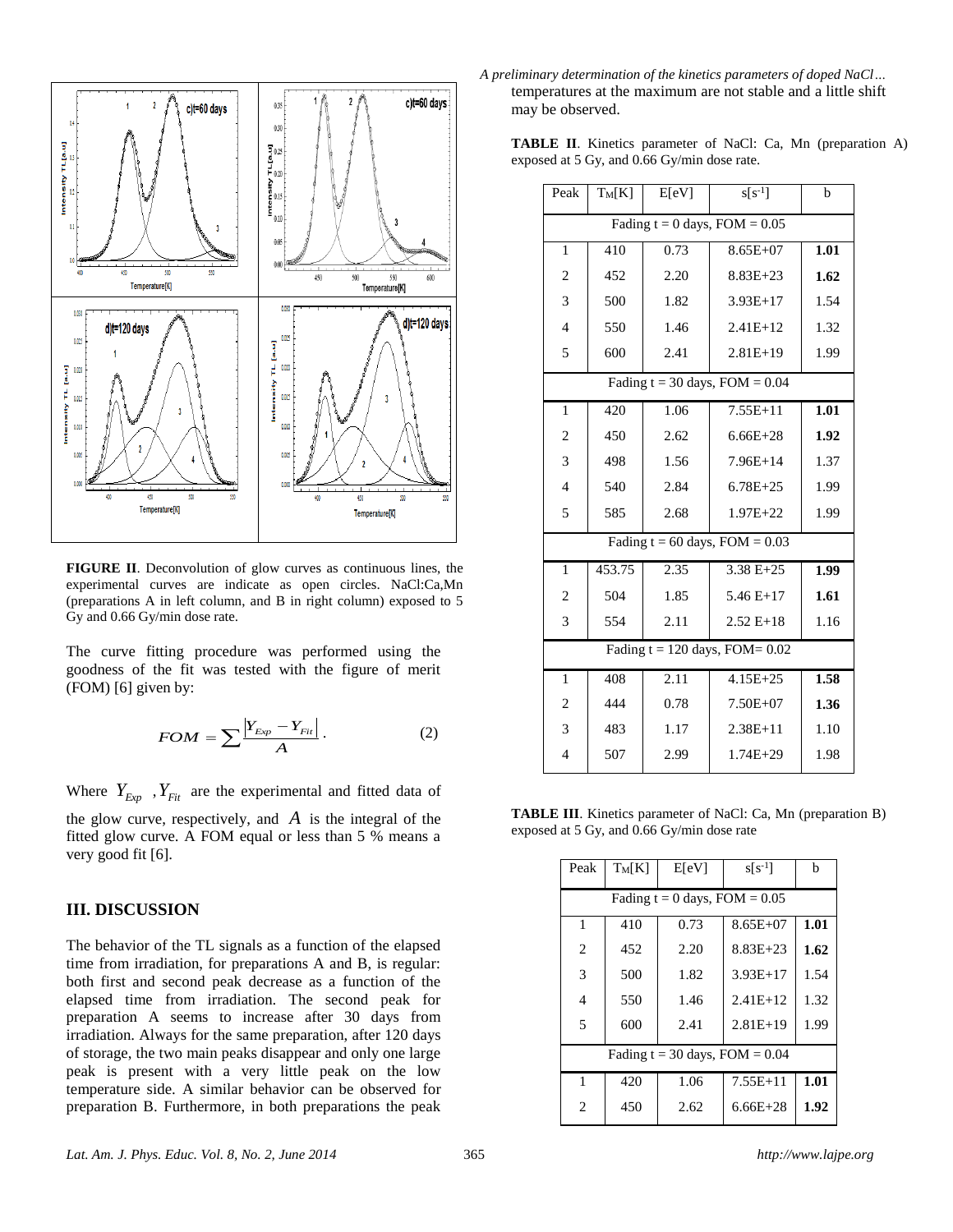**FIGURE II**. Deconvolution of glow curves as continuous lines, the experimental curves are indicate as open circles. NaCl:Ca,Mn (preparations A in left column, and B in right column) exposed to 5 Gy and 0.66 Gy/min dose rate.

The curve fitting procedure was performed using the goodness of the fit was tested with the figure of merit (FOM) [6] given by:

$$FOM = \sum \frac{|Y_{Exp} - Y_{Fit}|}{A}. \qquad (2)$$

Where $Y_{Exp}$ , $Y_{Fit}$ are the experimental and fitted data of the glow curve, respectively, and $A$ is the integral of the fitted glow curve. A FOM equal or less than 5 % means a very good fit [6].

## III. DISCUSSION

The behavior of the TL signals as a function of the elapsed time from irradiation, for preparations A and B, is regular: both first and second peak decrease as a function of the elapsed time from irradiation. The second peak for preparation A seems to increase after 30 days from irradiation. Always for the same preparation, after 120 days of storage, the two main peaks disappear and only one large peak is present with a very little peak on the low temperature side. A similar behavior can be observed for preparation B. Furthermore, in both preparations the peak temperatures at the maximum are not stable and a little shift may be observed.

**TABLE II**. Kinetics parameter of NaCl: Ca, Mn (preparation A) exposed at 5 Gy, and 0.66 Gy/min dose rate.

| Peak | $T_M$[K] | E[eV] | s[$s^{-1}$] | b |
|---|---|---|---|---|
| Fading t = 0 days, FOM = 0.05 | | | | |
| 1 | 410 | 0.73 | 8.65E+07 | **1.01** |
| 2 | 452 | 2.20 | 8.83E+23 | **1.62** |
| 3 | 500 | 1.82 | 3.93E+17 | 1.54 |
| 4 | 550 | 1.46 | 2.41E+12 | 1.32 |
| 5 | 600 | 2.41 | 2.81E+19 | 1.99 |
| Fading t = 30 days, FOM = 0.04 | | | | |
| 1 | 420 | 1.06 | 7.55E+11 | **1.01** |
| 2 | 450 | 2.62 | 6.66E+28 | **1.92** |
| 3 | 498 | 1.56 | 7.96E+14 | 1.37 |
| 4 | 540 | 2.84 | 6.78E+25 | 1.99 |
| 5 | 585 | 2.68 | 1.97E+22 | 1.99 |
| Fading t = 60 days, FOM = 0.03 | | | | |
| 1 | 453.75 | 2.35 | 3.38 E+25 | **1.99** |
| 2 | 504 | 1.85 | 5.46 E+17 | **1.61** |
| 3 | 554 | 2.11 | 2.52 E+18 | 1.16 |
| Fading t = 120 days, FOM= 0.02 | | | | |
| 1 | 408 | 2.11 | 4.15E+25 | **1.58** |
| 2 | 444 | 0.78 | 7.50E+07 | **1.36** |
| 3 | 483 | 1.17 | 2.38E+11 | 1.10 |
| 4 | 507 | 2.99 | 1.74E+29 | 1.98 |

**TABLE III**. Kinetics parameter of NaCl: Ca, Mn (preparation B) exposed at 5 Gy, and 0.66 Gy/min dose rate

| Peak | $T_M$[K] | E[eV] | s[$s^{-1}$] | b |
|---|---|---|---|---|
| Fading t = 0 days, FOM = 0.05 | | | | |
| 1 | 410 | 0.73 | 8.65E+07 | **1.01** |
| 2 | 452 | 2.20 | 8.83E+23 | **1.62** |
| 3 | 500 | 1.82 | 3.93E+17 | 1.54 |
| 4 | 550 | 1.46 | 2.41E+12 | 1.32 |
| 5 | 600 | 2.41 | 2.81E+19 | 1.99 |
| Fading t = 30 days, FOM = 0.04 | | | | |
| 1 | 420 | 1.06 | 7.55E+11 | **1.01** |
| 2 | 450 | 2.62 | 6.66E+28 | **1.92** |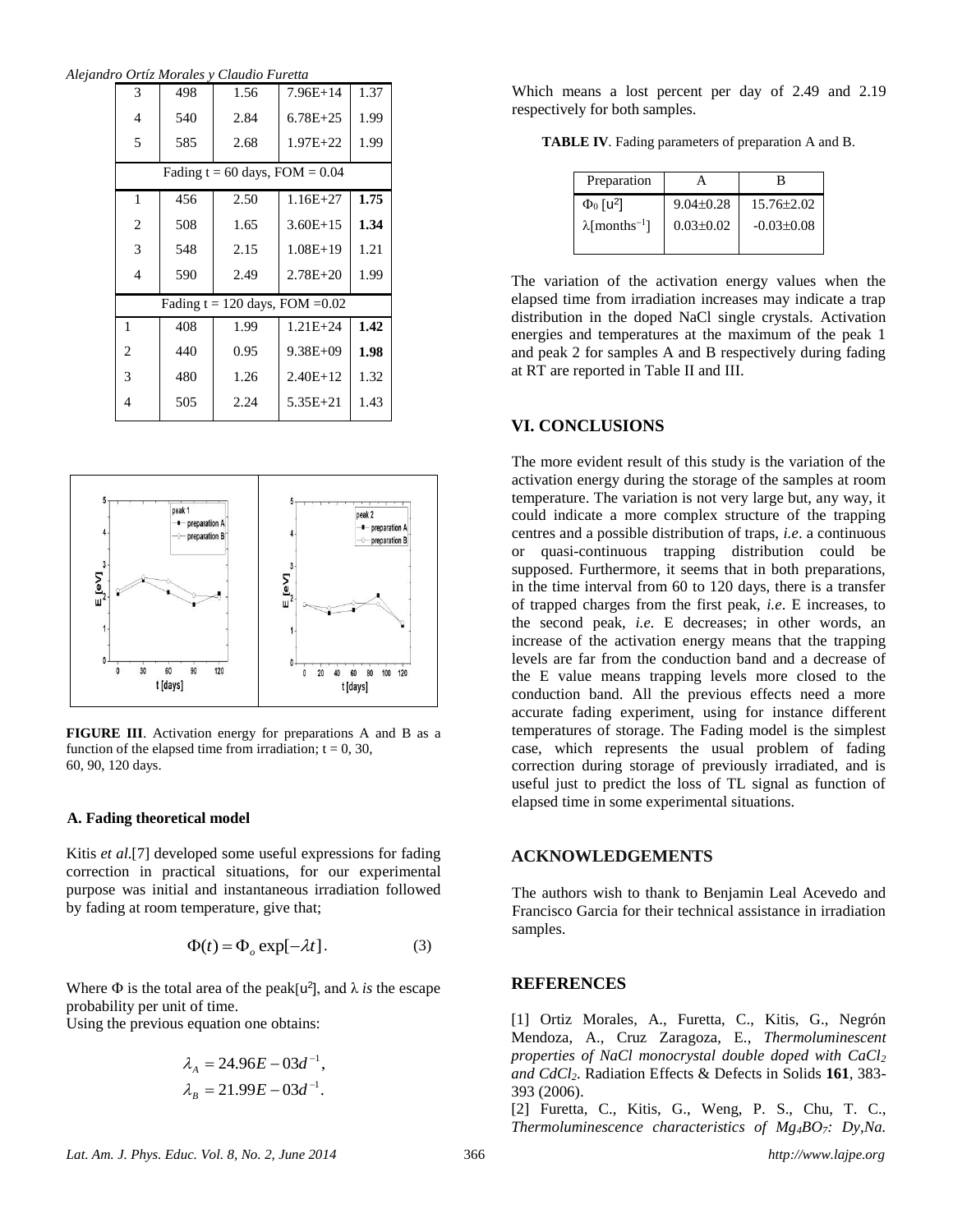| 3 | 498 | 1.56 | 7.96E+14 | 1.37 |
|---|---|---|---|---|
| 4 | 540 | 2.84 | 6.78E+25 | 1.99 |
| 5 | 585 | 2.68 | 1.97E+22 | 1.99 |
| Fading t = 60 days, FOM = 0.04 | | | | |
| 1 | 456 | 2.50 | 1.16E+27 | **1.75** |
| 2 | 508 | 1.65 | 3.60E+15 | **1.34** |
| 3 | 548 | 2.15 | 1.08E+19 | 1.21 |
| 4 | 590 | 2.49 | 2.78E+20 | 1.99 |
| Fading t = 120 days, FOM =0.02 | | | | |
| 1 | 408 | 1.99 | 1.21E+24 | **1.42** |
| 2 | 440 | 0.95 | 9.38E+09 | **1.98** |
| 3 | 480 | 1.26 | 2.40E+12 | 1.32 |
| 4 | 505 | 2.24 | 5.35E+21 | 1.43 |

**FIGURE III**. Activation energy for preparations A and B as a function of the elapsed time from irradiation; t = 0, 30, 60, 90, 120 days.

### A. Fading theoretical model

Kitis *et al.*[7] developed some useful expressions for fading correction in practical situations, for our experimental purpose was initial and instantaneous irradiation followed by fading at room temperature, give that;

$$\Phi(t) = \Phi_o \exp[-\lambda t]. \qquad (3)$$

Where $\Phi$ is the total area of the peak[u²], and $\lambda$ *is* the escape probability per unit of time.

Using the previous equation one obtains:

$$\lambda_A = 24.96E-03d^{-1},$$
$$\lambda_B = 21.99E-03d^{-1}.$$

Which means a lost percent per day of 2.49 and 2.19 respectively for both samples.

**TABLE IV**. Fading parameters of preparation A and B.

| Preparation | A | B |
|---|---|---|
| $\Phi_0$ [u²] | 9.04±0.28 | 15.76±2.02 |
| $\lambda$[months$^{-1}$] | 0.03±0.02 | -0.03±0.08 |

The variation of the activation energy values when the elapsed time from irradiation increases may indicate a trap distribution in the doped NaCl single crystals. Activation energies and temperatures at the maximum of the peak 1 and peak 2 for samples A and B respectively during fading at RT are reported in Table II and III.

## VI. CONCLUSIONS

The more evident result of this study is the variation of the activation energy during the storage of the samples at room temperature. The variation is not very large but, any way, it could indicate a more complex structure of the trapping centres and a possible distribution of traps, *i.e*. a continuous or quasi-continuous trapping distribution could be supposed. Furthermore, it seems that in both preparations, in the time interval from 60 to 120 days, there is a transfer of trapped charges from the first peak, *i.e*. E increases, to the second peak, *i.e.* E decreases; in other words, an increase of the activation energy means that the trapping levels are far from the conduction band and a decrease of the E value means trapping levels more closed to the conduction band. All the previous effects need a more accurate fading experiment, using for instance different temperatures of storage. The Fading model is the simplest case, which represents the usual problem of fading correction during storage of previously irradiated, and is useful just to predict the loss of TL signal as function of elapsed time in some experimental situations.

## ACKNOWLEDGEMENTS

The authors wish to thank to Benjamin Leal Acevedo and Francisco Garcia for their technical assistance in irradiation samples.

## REFERENCES

[1] Ortiz Morales, A., Furetta, C., Kitis, G., Negrón Mendoza, A., Cruz Zaragoza, E., *Thermoluminescent properties of NaCl monocrystal double doped with $CaCl_2$ and $CdCl_2$*. Radiation Effects & Defects in Solids **161**, 383-393 (2006).

[2] Furetta, C., Kitis, G., Weng, P. S., Chu, T. C., *Thermoluminescence characteristics of $Mg_4BO_7$: Dy,Na.*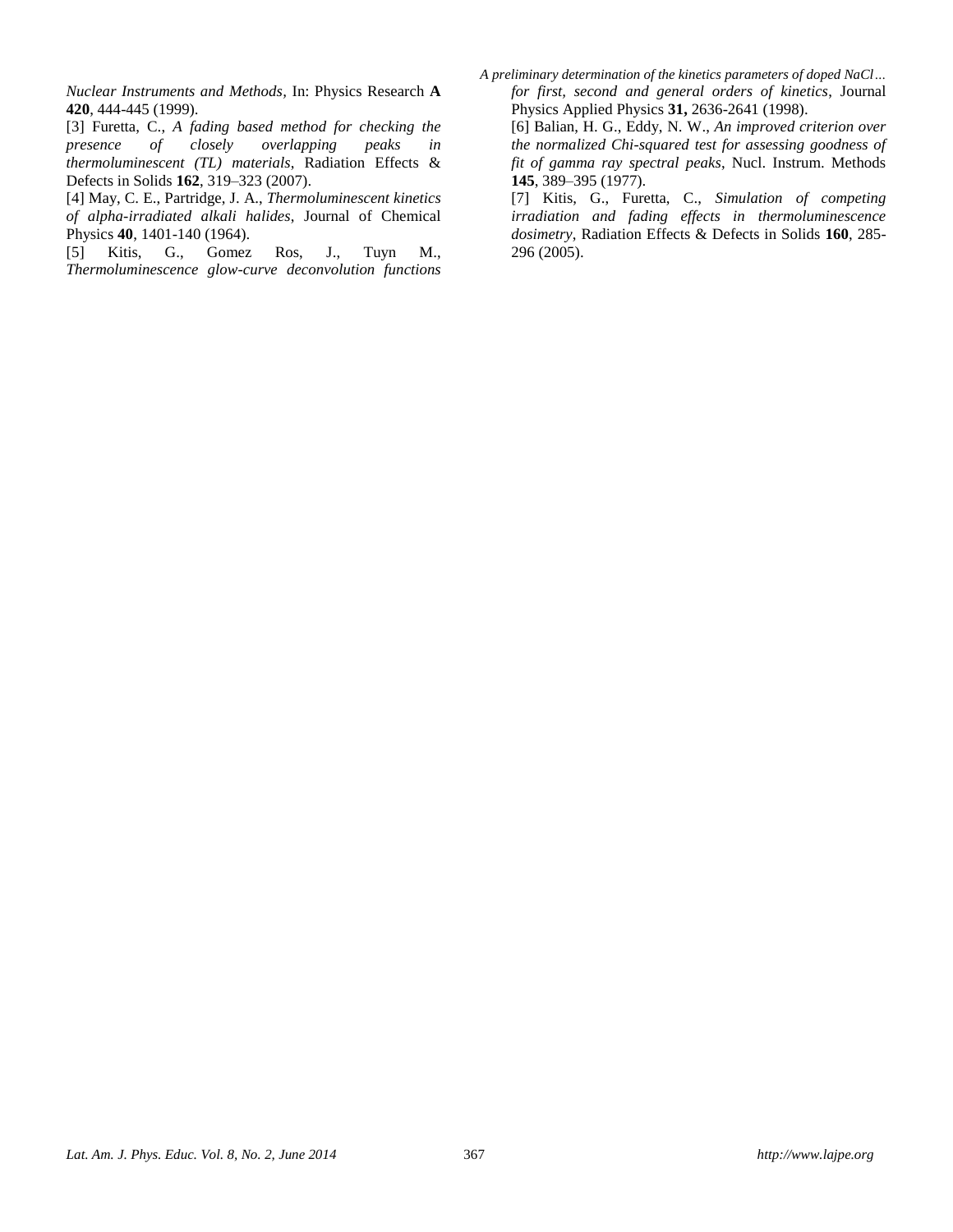*Nuclear Instruments and Methods*, In: Physics Research **A 420**, 444-445 (1999).

[3] Furetta, C., *A fading based method for checking the presence of closely overlapping peaks in thermoluminescent (TL) materials*, Radiation Effects & Defects in Solids **162**, 319–323 (2007).

[4] May, C. E., Partridge, J. A., *Thermoluminescent kinetics of alpha-irradiated alkali halides*, Journal of Chemical Physics **40**, 1401-140 (1964).

[5] Kitis, G., Gomez Ros, J., Tuyn M., *Thermoluminescence glow-curve deconvolution functions for first, second and general orders of kinetics*, Journal Physics Applied Physics **31,** 2636-2641 (1998).

[6] Balian, H. G., Eddy, N. W., *An improved criterion over the normalized Chi-squared test for assessing goodness of fit of gamma ray spectral peaks*, Nucl. Instrum. Methods **145**, 389–395 (1977).

[7] Kitis, G., Furetta, C., *Simulation of competing irradiation and fading effects in thermoluminescence dosimetry*, Radiation Effects & Defects in Solids **160**, 285-296 (2005).